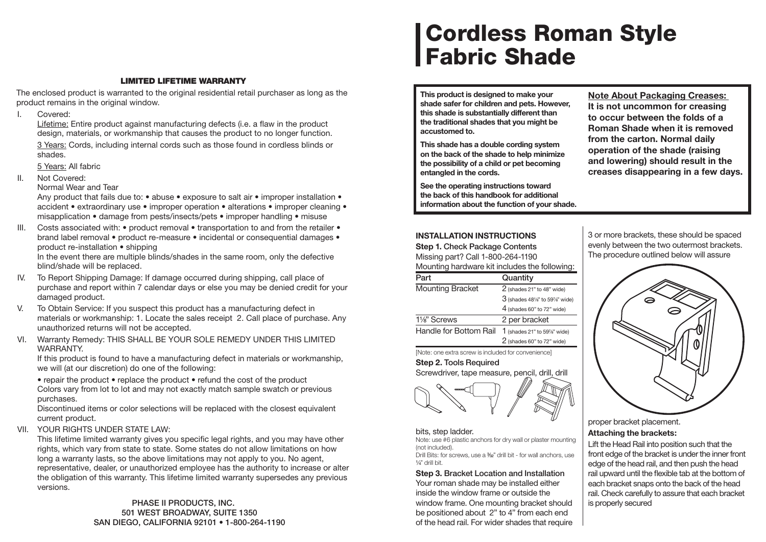## LIMITED LIFETIME WARRANTY

The enclosed product is warranted to the original residential retail purchaser as long as the product remains in the original window.

I. Covered:

Lifetime: Entire product against manufacturing defects (i.e. a flaw in the product design, materials, or workmanship that causes the product to no longer function.

3 Years: Cords, including internal cords such as those found in cordless blinds or shades.

5 Years: All fabric

II. Not Covered:

Normal Wear and Tear

Any product that fails due to: • abuse • exposure to salt air • improper installation • accident • extraordinary use • improper operation • alterations • improper cleaning • misapplication • damage from pests/insects/pets • improper handling • misuse

III. Costs associated with: • product removal • transportation to and from the retailer • brand label removal • product re-measure • incidental or consequential damages • product re-installation • shipping

In the event there are multiple blinds/shades in the same room, only the defective blind/shade will be replaced.

IV. To Report Shipping Damage: If damage occurred during shipping, call place of purchase and report within 7 calendar days or else you may be denied credit for your damaged product.

V. To Obtain Service: If you suspect this product has a manufacturing defect in materials or workmanship: 1. Locate the sales receipt 2. Call place of purchase. Any unauthorized returns will not be accepted.

VI. Warranty Remedy: THIS SHALL BE YOUR SOLE REMEDY UNDER THIS LIMITED WARRANTY.

If this product is found to have a manufacturing defect in materials or workmanship, we will (at our discretion) do one of the following:

• repair the product • replace the product • refund the cost of the product

Colors vary from lot to lot and may not exactly match sample swatch or previous purchases.

Discontinued items or color selections will be replaced with the closest equivalent current product.

VII. YOUR RIGHTS UNDER STATE LAW:

This lifetime limited warranty gives you specific legal rights, and you may have other rights, which vary from state to state. Some states do not allow limitations on how long a warranty lasts, so the above limitations may not apply to you. No agent, representative, dealer, or unauthorized employee has the authority to increase or alter the obligation of this warranty. This lifetime limited warranty supersedes any previous versions.

PHASE II PRODUCTS, INC.
501 WEST BROADWAY, SUITE 1350
SAN DIEGO, CALIFORNIA 92101 • 1-800-264-1190

# Cordless Roman Style Fabric Shade

**This product is designed to make your shade safer for children and pets. However, this shade is substantially different than the traditional shades that you might be accustomed to.**

**This shade has a double cording system on the back of the shade to help minimize the possibility of a child or pet becoming entangled in the cords.**

**See the operating instructions toward the back of this handbook for additional information about the function of your shade.**

**Note About Packaging Creases:**
**It is not uncommon for creasing to occur between the folds of a Roman Shade when it is removed from the carton. Normal daily operation of the shade (raising and lowering) should result in the creases disappearing in a few days.**

### INSTALLATION INSTRUCTIONS

**Step 1.** Check Package Contents

Missing part? Call 1-800-264-1190

Mounting hardware kit includes the following:

| Part | Quantity |
|---|---|
| Mounting Bracket | 2 (shades 21" to 48" wide) |
| | 3 (shades 48⅛" to 59⅞" wide) |
| | 4 (shades 60" to 72" wide) |
| 1⅛" Screws | 2 per bracket |
| Handle for Bottom Rail | 1 (shades 21" to 59⅞" wide) |
| | 2 (shades 60" to 72" wide) |

[Note: one extra screw is included for convenience]

**Step 2.** Tools Required

Screwdriver, tape measure, pencil, drill, drill bits, step ladder.

Note: use #6 plastic anchors for dry wall or plaster mounting (not included).

Drill Bits: for screws, use a ³⁄₃₂" drill bit - for wall anchors, use ¼" drill bit.

**Step 3.** Bracket Location and Installation

Your roman shade may be installed either inside the window frame or outside the window frame. One mounting bracket should be positioned about 2" to 4" from each end of the head rail. For wider shades that require 3 or more brackets, these should be spaced evenly between the two outermost brackets. The procedure outlined below will assure proper bracket placement.

**Attaching the brackets:**

Lift the Head Rail into position such that the front edge of the bracket is under the inner front edge of the head rail, and then push the head rail upward until the flexible tab at the bottom of each bracket snaps onto the back of the head rail. Check carefully to assure that each bracket is properly secured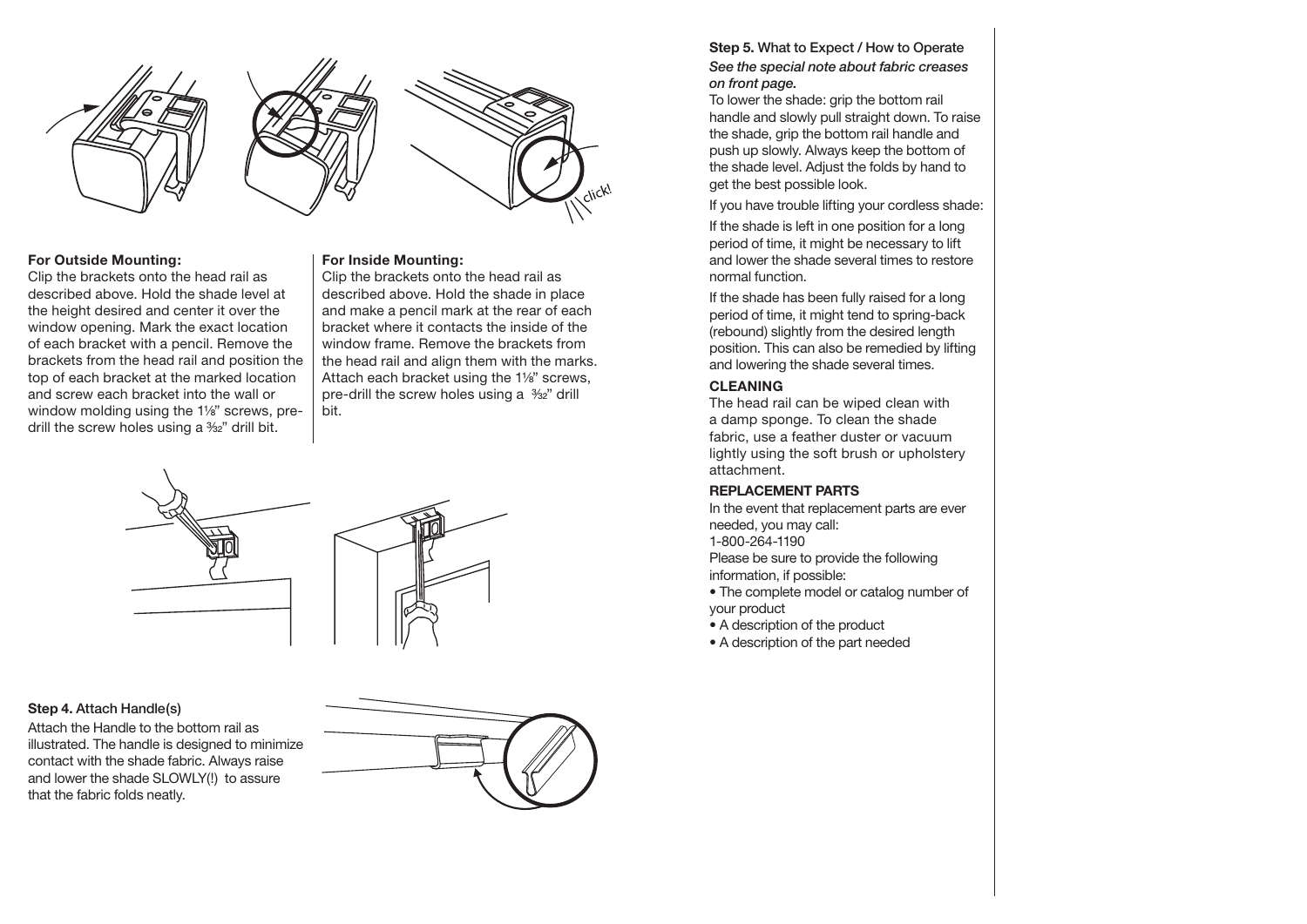click!

**For Outside Mounting:**
Clip the brackets onto the head rail as described above. Hold the shade level at the height desired and center it over the window opening. Mark the exact location of each bracket with a pencil. Remove the brackets from the head rail and position the top of each bracket at the marked location and screw each bracket into the wall or window molding using the 1⅛" screws, pre-drill the screw holes using a ³⁄₃₂" drill bit.

**For Inside Mounting:**
Clip the brackets onto the head rail as described above. Hold the shade in place and make a pencil mark at the rear of each bracket where it contacts the inside of the window frame. Remove the brackets from the head rail and align them with the marks. Attach each bracket using the 1⅛" screws, pre-drill the screw holes using a ³⁄₃₂" drill bit.

**Step 4.** Attach Handle(s)

Attach the Handle to the bottom rail as illustrated. The handle is designed to minimize contact with the shade fabric. Always raise and lower the shade SLOWLY(!) to assure that the fabric folds neatly.

**Step 5.** What to Expect / How to Operate

***See the special note about fabric creases on front page.***

To lower the shade: grip the bottom rail handle and slowly pull straight down. To raise the shade, grip the bottom rail handle and push up slowly. Always keep the bottom of the shade level. Adjust the folds by hand to get the best possible look.

If you have trouble lifting your cordless shade:

If the shade is left in one position for a long period of time, it might be necessary to lift and lower the shade several times to restore normal function.

If the shade has been fully raised for a long period of time, it might tend to spring-back (rebound) slightly from the desired length position. This can also be remedied by lifting and lowering the shade several times.

**CLEANING**

The head rail can be wiped clean with a damp sponge. To clean the shade fabric, use a feather duster or vacuum lightly using the soft brush or upholstery attachment.

**REPLACEMENT PARTS**

In the event that replacement parts are ever needed, you may call:
1-800-264-1190

Please be sure to provide the following information, if possible:

- The complete model or catalog number of your product
- A description of the product
- A description of the part needed